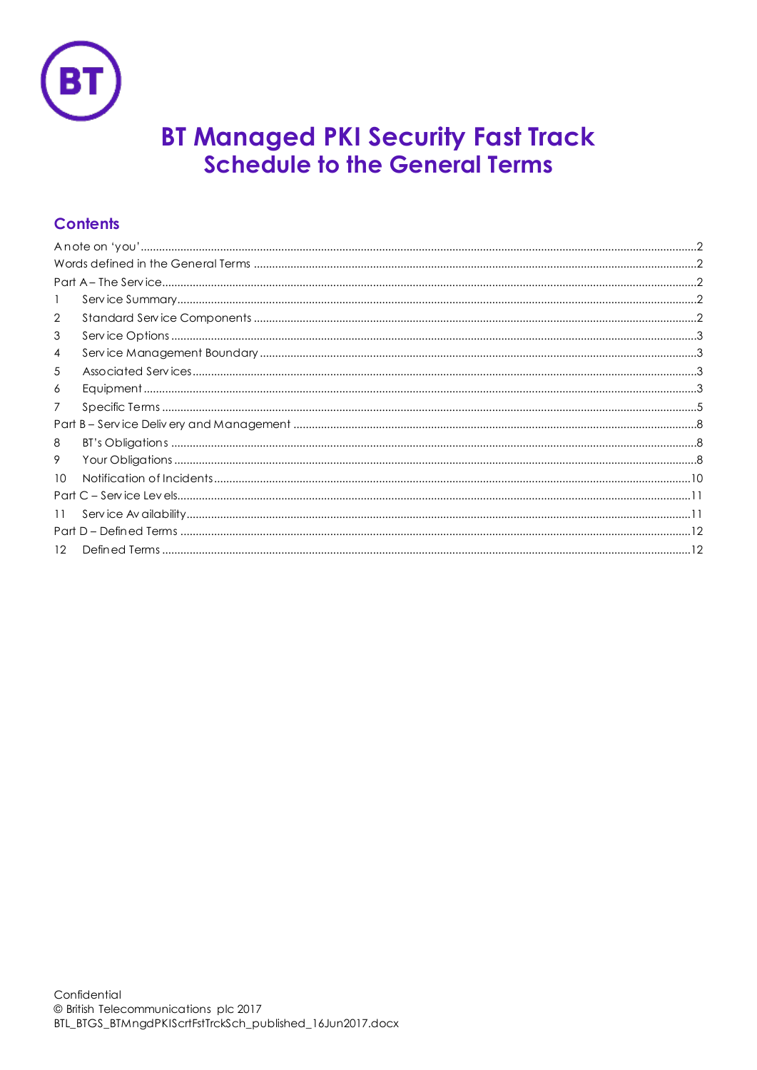# BT Managed PKI Security Fast Track
## Schedule to the General Terms

## Contents

A note on 'you' ........ 2
Words defined in the General Terms ........ 2
Part A – The Service ........ 2
1 Service Summary ........ 2
2 Standard Service Components ........ 2
3 Service Options ........ 3
4 Service Management Boundary ........ 3
5 Associated Services ........ 3
6 Equipment ........ 3
7 Specific Terms ........ 5
Part B – Service Delivery and Management ........ 8
8 BT's Obligations ........ 8
9 Your Obligations ........ 8
10 Notification of Incidents ........ 10
Part C – Service Levels ........ 11
11 Service Availability ........ 11
Part D – Defined Terms ........ 12
12 Defined Terms ........ 12

Confidential
© British Telecommunications plc 2017
BTL_BTGS_BTMngdPKIScrtFstTrckSch_published_16Jun2017.docx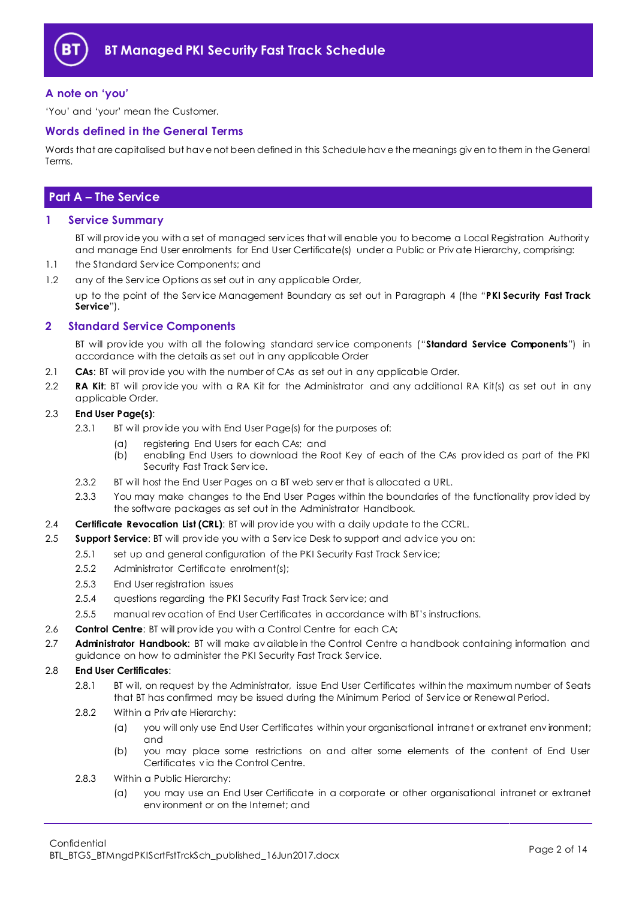## A note on 'you'

'You' and 'your' mean the Customer.

## Words defined in the General Terms

Words that are capitalised but have not been defined in this Schedule have the meanings given to them in the General Terms.

# Part A – The Service

## 1 Service Summary

BT will provide you with a set of managed services that will enable you to become a Local Registration Authority and manage End User enrolments for End User Certificate(s) under a Public or Private Hierarchy, comprising:

1.1 the Standard Service Components; and

1.2 any of the Service Options as set out in any applicable Order,

up to the point of the Service Management Boundary as set out in Paragraph 4 (the "**PKI Security Fast Track Service**").

## 2 Standard Service Components

BT will provide you with all the following standard service components ("**Standard Service Components**") in accordance with the details as set out in any applicable Order:

2.1 **CAs**: BT will provide you with the number of CAs as set out in any applicable Order.

2.2 **RA Kit**: BT will provide you with a RA Kit for the Administrator and any additional RA Kit(s) as set out in any applicable Order.

2.3 **End User Page(s)**:

2.3.1 BT will provide you with End User Page(s) for the purposes of:

(a) registering End Users for each CAs; and

(b) enabling End Users to download the Root Key of each of the CAs provided as part of the PKI Security Fast Track Service.

2.3.2 BT will host the End User Pages on a BT web server that is allocated a URL.

2.3.3 You may make changes to the End User Pages within the boundaries of the functionality provided by the software packages as set out in the Administrator Handbook.

2.4 **Certificate Revocation List (CRL)**: BT will provide you with a daily update to the CCRL.

2.5 **Support Service**: BT will provide you with a Service Desk to support and advice you on:

2.5.1 set up and general configuration of the PKI Security Fast Track Service;

2.5.2 Administrator Certificate enrolment(s);

2.5.3 End User registration issues

2.5.4 questions regarding the PKI Security Fast Track Service; and

2.5.5 manual revocation of End User Certificates in accordance with BT's instructions.

2.6 **Control Centre**: BT will provide you with a Control Centre for each CA;

2.7 **Administrator Handbook**: BT will make available in the Control Centre a handbook containing information and guidance on how to administer the PKI Security Fast Track Service.

2.8 **End User Certificates**:

2.8.1 BT will, on request by the Administrator, issue End User Certificates within the maximum number of Seats that BT has confirmed may be issued during the Minimum Period of Service or Renewal Period.

2.8.2 Within a Private Hierarchy:

(a) you will only use End User Certificates within your organisational intranet or extranet environment; and

(b) you may place some restrictions on and alter some elements of the content of End User Certificates via the Control Centre.

2.8.3 Within a Public Hierarchy:

(a) you may use an End User Certificate in a corporate or other organisational intranet or extranet environment or on the Internet; and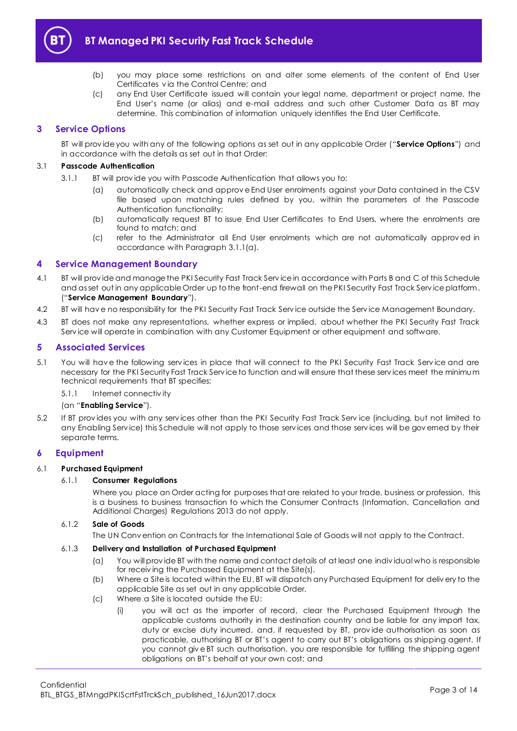(b) you may place some restrictions on and alter some elements of the content of End User Certificates via the Control Centre; and

(c) any End User Certificate issued will contain your legal name, department or project name, the End User's name (or alias) and e-mail address and such other Customer Data as BT may determine. This combination of information uniquely identifies the End User Certificate.

## 3 Service Options

BT will provide you with any of the following options as set out in any applicable Order ("**Service Options**") and in accordance with the details as set out in that Order:

### 3.1 Passcode Authentication

3.1.1 BT will provide you with Passcode Authentication that allows you to:

(a) automatically check and approve End User enrolments against your Data contained in the CSV file based upon matching rules defined by you, within the parameters of the Passcode Authentication functionality;

(b) automatically request BT to issue End User Certificates to End Users, where the enrolments are found to match; and

(c) refer to the Administrator all End User enrolments which are not automatically approved in accordance with Paragraph 3.1.1(a).

## 4 Service Management Boundary

4.1 BT will provide and manage the PKI Security Fast Track Service in accordance with Parts B and C of this Schedule and as set out in any applicable Order up to the front-end firewall on the PKI Security Fast Track Service platform. ("**Service Management Boundary**").

4.2 BT will have no responsibility for the PKI Security Fast Track Service outside the Service Management Boundary.

4.3 BT does not make any representations, whether express or implied, about whether the PKI Security Fast Track Service will operate in combination with any Customer Equipment or other equipment and software.

## 5 Associated Services

5.1 You will have the following services in place that will connect to the PKI Security Fast Track Service and are necessary for the PKI Security Fast Track Service to function and will ensure that these services meet the minimum technical requirements that BT specifies;

5.1.1 Internet connectivity

(an "**Enabling Service**").

5.2 If BT provides you with any services other than the PKI Security Fast Track Service (including, but not limited to any Enabling Service) this Schedule will not apply to those services and those services will be governed by their separate terms.

## 6 Equipment

### 6.1 Purchased Equipment

#### 6.1.1 Consumer Regulations

Where you place an Order acting for purposes that are related to your trade, business or profession, this is a business to business transaction to which the Consumer Contracts (Information, Cancellation and Additional Charges) Regulations 2013 do not apply.

#### 6.1.2 Sale of Goods

The UN Convention on Contracts for the International Sale of Goods will not apply to the Contract.

#### 6.1.3 Delivery and Installation of Purchased Equipment

(a) You will provide BT with the name and contact details of at least one individual who is responsible for receiving the Purchased Equipment at the Site(s).

(b) Where a Site is located within the EU, BT will dispatch any Purchased Equipment for delivery to the applicable Site as set out in any applicable Order.

(c) Where a Site is located outside the EU:

(i) you will act as the importer of record, clear the Purchased Equipment through the applicable customs authority in the destination country and be liable for any import tax, duty or excise duty incurred, and, if requested by BT, provide authorisation as soon as practicable, authorising BT or BT's agent to carry out BT's obligations as shipping agent. If you cannot give BT such authorisation, you are responsible for fulfilling the shipping agent obligations on BT's behalf at your own cost; and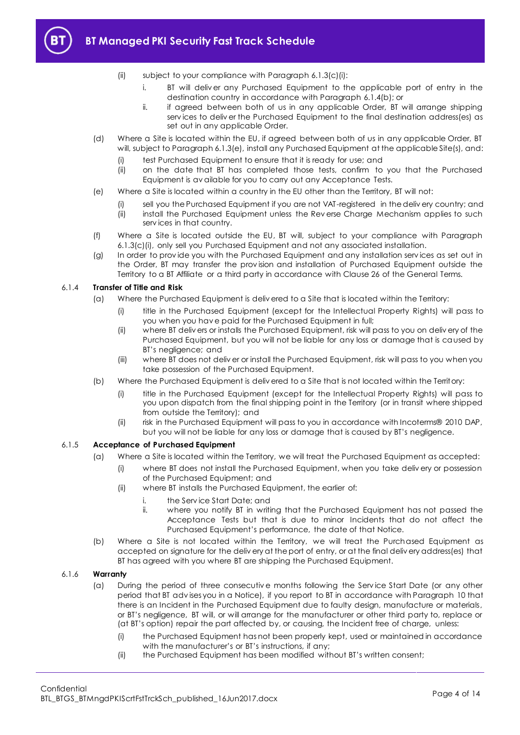(ii) subject to your compliance with Paragraph 6.1.3(c)(i):

i. BT will deliver any Purchased Equipment to the applicable port of entry in the destination country in accordance with Paragraph 6.1.4(b); or

ii. if agreed between both of us in any applicable Order, BT will arrange shipping services to deliver the Purchased Equipment to the final destination address(es) as set out in any applicable Order.

(d) Where a Site is located within the EU, if agreed between both of us in any applicable Order, BT will, subject to Paragraph 6.1.3(e), install any Purchased Equipment at the applicable Site(s), and:

(i) test Purchased Equipment to ensure that it is ready for use; and

(ii) on the date that BT has completed those tests, confirm to you that the Purchased Equipment is available for you to carry out any Acceptance Tests.

(e) Where a Site is located within a country in the EU other than the Territory, BT will not:

(i) sell you the Purchased Equipment if you are not VAT-registered in the delivery country; and

(ii) install the Purchased Equipment unless the Reverse Charge Mechanism applies to such services in that country.

(f) Where a Site is located outside the EU, BT will, subject to your compliance with Paragraph 6.1.3(c)(i), only sell you Purchased Equipment and not any associated installation.

(g) In order to provide you with the Purchased Equipment and any installation services as set out in the Order, BT may transfer the provision and installation of Purchased Equipment outside the Territory to a BT Affiliate or a third party in accordance with Clause 26 of the General Terms.

6.1.4 **Transfer of Title and Risk**

(a) Where the Purchased Equipment is delivered to a Site that is located within the Territory:

(i) title in the Purchased Equipment (except for the Intellectual Property Rights) will pass to you when you have paid for the Purchased Equipment in full;

(ii) where BT delivers or installs the Purchased Equipment, risk will pass to you on delivery of the Purchased Equipment, but you will not be liable for any loss or damage that is caused by BT's negligence; and

(iii) where BT does not deliver or install the Purchased Equipment, risk will pass to you when you take possession of the Purchased Equipment.

(b) Where the Purchased Equipment is delivered to a Site that is not located within the Territory:

(i) title in the Purchased Equipment (except for the Intellectual Property Rights) will pass to you upon dispatch from the final shipping point in the Territory (or in transit where shipped from outside the Territory); and

(ii) risk in the Purchased Equipment will pass to you in accordance with Incoterms® 2010 DAP, but you will not be liable for any loss or damage that is caused by BT's negligence.

6.1.5 **Acceptance of Purchased Equipment**

(a) Where a Site is located within the Territory, we will treat the Purchased Equipment as accepted:

(i) where BT does not install the Purchased Equipment, when you take delivery or possession of the Purchased Equipment; and

(ii) where BT installs the Purchased Equipment, the earlier of:

i. the Service Start Date; and

ii. where you notify BT in writing that the Purchased Equipment has not passed the Acceptance Tests but that is due to minor Incidents that do not affect the Purchased Equipment's performance, the date of that Notice.

(b) Where a Site is not located within the Territory, we will treat the Purchased Equipment as accepted on signature for the delivery at the port of entry, or at the final delivery address(es) that BT has agreed with you where BT are shipping the Purchased Equipment.

6.1.6 **Warranty**

(a) During the period of three consecutive months following the Service Start Date (or any other period that BT advises you in a Notice), if you report to BT in accordance with Paragraph 10 that there is an Incident in the Purchased Equipment due to faulty design, manufacture or materials, or BT's negligence, BT will, or will arrange for the manufacturer or other third party to, replace or (at BT's option) repair the part affected by, or causing, the Incident free of charge, unless:

(i) the Purchased Equipment has not been properly kept, used or maintained in accordance with the manufacturer's or BT's instructions, if any;

(ii) the Purchased Equipment has been modified without BT's written consent;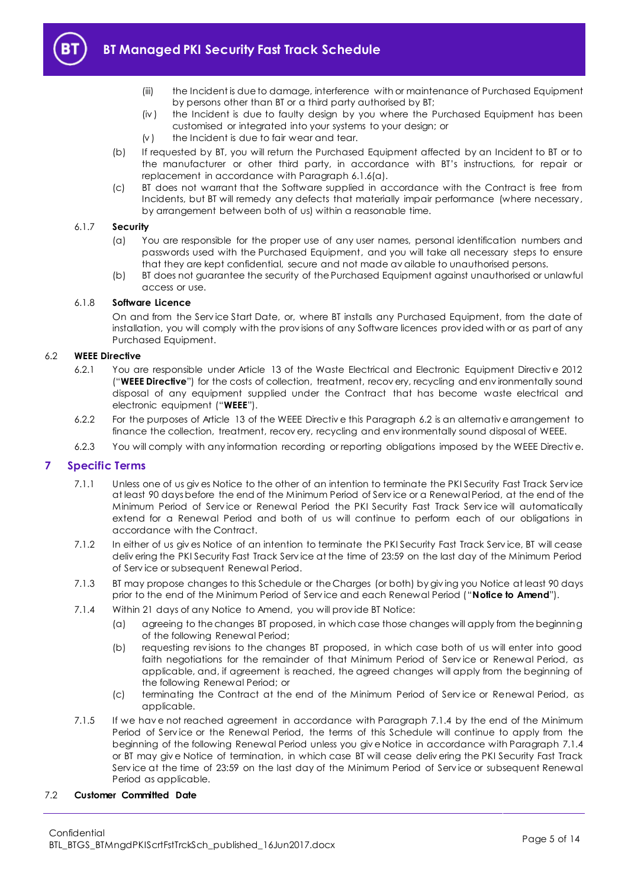(iii) the Incident is due to damage, interference with or maintenance of Purchased Equipment by persons other than BT or a third party authorised by BT;

(iv) the Incident is due to faulty design by you where the Purchased Equipment has been customised or integrated into your systems to your design; or

(v) the Incident is due to fair wear and tear.

(b) If requested by BT, you will return the Purchased Equipment affected by an Incident to BT or to the manufacturer or other third party, in accordance with BT's instructions, for repair or replacement in accordance with Paragraph 6.1.6(a).

(c) BT does not warrant that the Software supplied in accordance with the Contract is free from Incidents, but BT will remedy any defects that materially impair performance (where necessary, by arrangement between both of us) within a reasonable time.

6.1.7 **Security**

(a) You are responsible for the proper use of any user names, personal identification numbers and passwords used with the Purchased Equipment, and you will take all necessary steps to ensure that they are kept confidential, secure and not made available to unauthorised persons.

(b) BT does not guarantee the security of the Purchased Equipment against unauthorised or unlawful access or use.

6.1.8 **Software Licence**

On and from the Service Start Date, or, where BT installs any Purchased Equipment, from the date of installation, you will comply with the provisions of any Software licences provided with or as part of any Purchased Equipment.

6.2 **WEEE Directive**

6.2.1 You are responsible under Article 13 of the Waste Electrical and Electronic Equipment Directive 2012 ("**WEEE Directive**") for the costs of collection, treatment, recovery, recycling and environmentally sound disposal of any equipment supplied under the Contract that has become waste electrical and electronic equipment ("**WEEE**").

6.2.2 For the purposes of Article 13 of the WEEE Directive this Paragraph 6.2 is an alternative arrangement to finance the collection, treatment, recovery, recycling and environmentally sound disposal of WEEE.

6.2.3 You will comply with any information recording or reporting obligations imposed by the WEEE Directive.

## 7 Specific Terms

7.1.1 Unless one of us gives Notice to the other of an intention to terminate the PKI Security Fast Track Service at least 90 days before the end of the Minimum Period of Service or a Renewal Period, at the end of the Minimum Period of Service or Renewal Period the PKI Security Fast Track Service will automatically extend for a Renewal Period and both of us will continue to perform each of our obligations in accordance with the Contract.

7.1.2 In either of us gives Notice of an intention to terminate the PKI Security Fast Track Service, BT will cease delivering the PKI Security Fast Track Service at the time of 23:59 on the last day of the Minimum Period of Service or subsequent Renewal Period.

7.1.3 BT may propose changes to this Schedule or the Charges (or both) by giving you Notice at least 90 days prior to the end of the Minimum Period of Service and each Renewal Period ("**Notice to Amend**").

7.1.4 Within 21 days of any Notice to Amend, you will provide BT Notice:

(a) agreeing to the changes BT proposed, in which case those changes will apply from the beginning of the following Renewal Period;

(b) requesting revisions to the changes BT proposed, in which case both of us will enter into good faith negotiations for the remainder of that Minimum Period of Service or Renewal Period, as applicable, and, if agreement is reached, the agreed changes will apply from the beginning of the following Renewal Period; or

(c) terminating the Contract at the end of the Minimum Period of Service or Renewal Period, as applicable.

7.1.5 If we have not reached agreement in accordance with Paragraph 7.1.4 by the end of the Minimum Period of Service or the Renewal Period, the terms of this Schedule will continue to apply from the beginning of the following Renewal Period unless you give Notice in accordance with Paragraph 7.1.4 or BT may give Notice of termination, in which case BT will cease delivering the PKI Security Fast Track Service at the time of 23:59 on the last day of the Minimum Period of Service or subsequent Renewal Period as applicable.

7.2 **Customer Committed Date**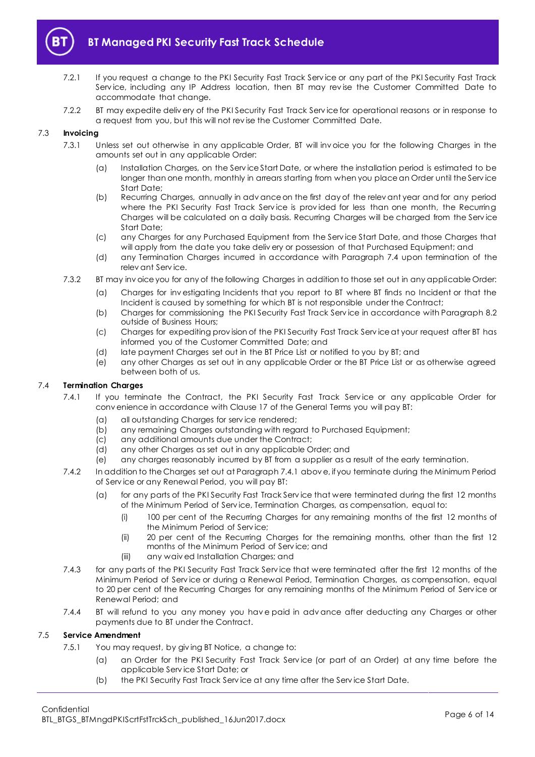7.2.1 If you request a change to the PKI Security Fast Track Service or any part of the PKI Security Fast Track Service, including any IP Address location, then BT may revise the Customer Committed Date to accommodate that change.

7.2.2 BT may expedite delivery of the PKI Security Fast Track Service for operational reasons or in response to a request from you, but this will not revise the Customer Committed Date.

### 7.3 Invoicing

7.3.1 Unless set out otherwise in any applicable Order, BT will invoice you for the following Charges in the amounts set out in any applicable Order:

(a) Installation Charges, on the Service Start Date, or where the installation period is estimated to be longer than one month, monthly in arrears starting from when you place an Order until the Service Start Date;

(b) Recurring Charges, annually in advance on the first day of the relevant year and for any period where the PKI Security Fast Track Service is provided for less than one month, the Recurring Charges will be calculated on a daily basis. Recurring Charges will be charged from the Service Start Date;

(c) any Charges for any Purchased Equipment from the Service Start Date, and those Charges that will apply from the date you take delivery or possession of that Purchased Equipment; and

(d) any Termination Charges incurred in accordance with Paragraph 7.4 upon termination of the relevant Service.

7.3.2 BT may invoice you for any of the following Charges in addition to those set out in any applicable Order:

(a) Charges for investigating Incidents that you report to BT where BT finds no Incident or that the Incident is caused by something for which BT is not responsible under the Contract;

(b) Charges for commissioning the PKI Security Fast Track Service in accordance with Paragraph 8.2 outside of Business Hours;

(c) Charges for expediting provision of the PKI Security Fast Track Service at your request after BT has informed you of the Customer Committed Date; and

(d) late payment Charges set out in the BT Price List or notified to you by BT; and

(e) any other Charges as set out in any applicable Order or the BT Price List or as otherwise agreed between both of us.

### 7.4 Termination Charges

7.4.1 If you terminate the Contract, the PKI Security Fast Track Service or any applicable Order for convenience in accordance with Clause 17 of the General Terms you will pay BT:

(a) all outstanding Charges for service rendered;

(b) any remaining Charges outstanding with regard to Purchased Equipment;

(c) any additional amounts due under the Contract;

(d) any other Charges as set out in any applicable Order; and

(e) any charges reasonably incurred by BT from a supplier as a result of the early termination.

7.4.2 In addition to the Charges set out at Paragraph 7.4.1 above, if you terminate during the Minimum Period of Service or any Renewal Period, you will pay BT:

(a) for any parts of the PKI Security Fast Track Service that were terminated during the first 12 months of the Minimum Period of Service, Termination Charges, as compensation, equal to:

(i) 100 per cent of the Recurring Charges for any remaining months of the first 12 months of the Minimum Period of Service;

(ii) 20 per cent of the Recurring Charges for the remaining months, other than the first 12 months of the Minimum Period of Service; and

(iii) any waived Installation Charges; and

7.4.3 for any parts of the PKI Security Fast Track Service that were terminated after the first 12 months of the Minimum Period of Service or during a Renewal Period, Termination Charges, as compensation, equal to 20 per cent of the Recurring Charges for any remaining months of the Minimum Period of Service or Renewal Period; and

7.4.4 BT will refund to you any money you have paid in advance after deducting any Charges or other payments due to BT under the Contract.

### 7.5 Service Amendment

7.5.1 You may request, by giving BT Notice, a change to:

(a) an Order for the PKI Security Fast Track Service (or part of an Order) at any time before the applicable Service Start Date; or

(b) the PKI Security Fast Track Service at any time after the Service Start Date.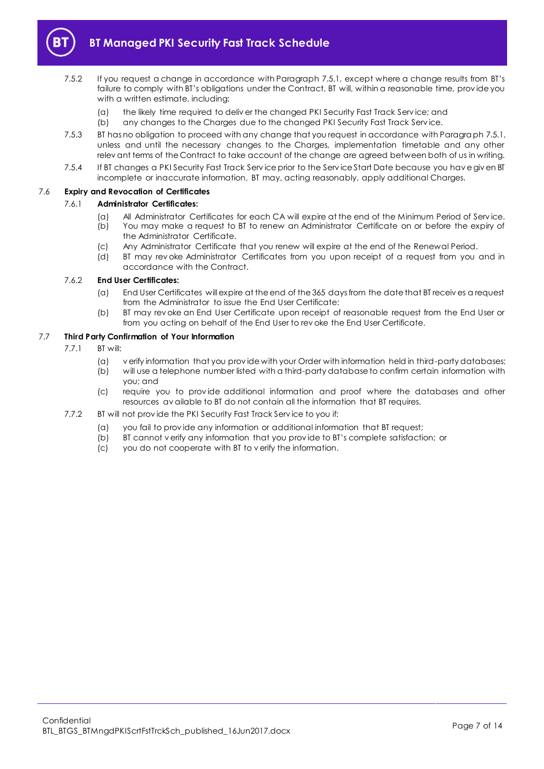7.5.2 If you request a change in accordance with Paragraph 7.5.1, except where a change results from BT's failure to comply with BT's obligations under the Contract, BT will, within a reasonable time, provide you with a written estimate, including:

(a) the likely time required to deliver the changed PKI Security Fast Track Service; and

(b) any changes to the Charges due to the changed PKI Security Fast Track Service.

7.5.3 BT has no obligation to proceed with any change that you request in accordance with Paragraph 7.5.1, unless and until the necessary changes to the Charges, implementation timetable and any other relevant terms of the Contract to take account of the change are agreed between both of us in writing.

7.5.4 If BT changes a PKI Security Fast Track Service prior to the Service Start Date because you have given BT incomplete or inaccurate information, BT may, acting reasonably, apply additional Charges.

### 7.6 Expiry and Revocation of Certificates

#### 7.6.1 Administrator Certificates:

(a) All Administrator Certificates for each CA will expire at the end of the Minimum Period of Service.

(b) You may make a request to BT to renew an Administrator Certificate on or before the expiry of the Administrator Certificate.

(c) Any Administrator Certificate that you renew will expire at the end of the Renewal Period.

(d) BT may revoke Administrator Certificates from you upon receipt of a request from you and in accordance with the Contract.

#### 7.6.2 End User Certificates:

(a) End User Certificates will expire at the end of the 365 days from the date that BT receives a request from the Administrator to issue the End User Certificate:

(b) BT may revoke an End User Certificate upon receipt of reasonable request from the End User or from you acting on behalf of the End User to revoke the End User Certificate.

### 7.7 Third Party Confirmation of Your Information

7.7.1 BT will:

(a) verify information that you provide with your Order with information held in third-party databases;

(b) will use a telephone number listed with a third-party database to confirm certain information with you; and

(c) require you to provide additional information and proof where the databases and other resources available to BT do not contain all the information that BT requires.

7.7.2 BT will not provide the PKI Security Fast Track Service to you if:

(a) you fail to provide any information or additional information that BT request;

(b) BT cannot verify any information that you provide to BT's complete satisfaction; or

(c) you do not cooperate with BT to verify the information.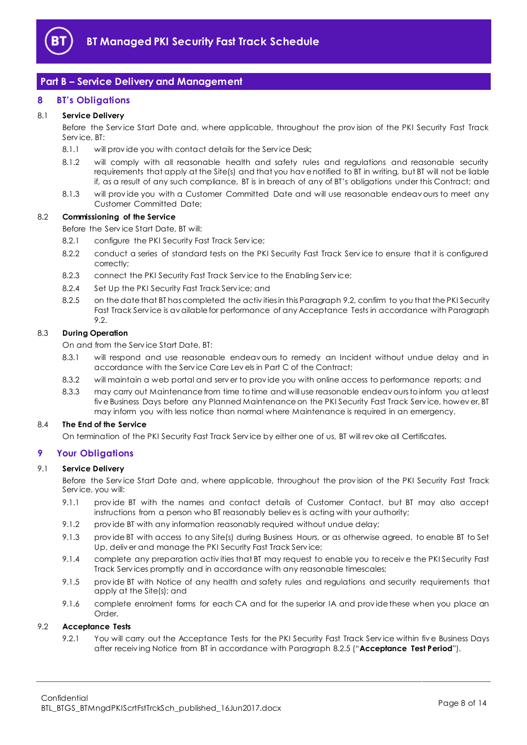## Part B – Service Delivery and Management

## 8 BT's Obligations

### 8.1 Service Delivery

Before the Service Start Date and, where applicable, throughout the provision of the PKI Security Fast Track Service, BT:

8.1.1 will provide you with contact details for the Service Desk;

8.1.2 will comply with all reasonable health and safety rules and regulations and reasonable security requirements that apply at the Site(s) and that you have notified to BT in writing, but BT will not be liable if, as a result of any such compliance, BT is in breach of any of BT's obligations under this Contract; and

8.1.3 will provide you with a Customer Committed Date and will use reasonable endeavours to meet any Customer Committed Date;

### 8.2 Commissioning of the Service

Before the Service Start Date, BT will:

8.2.1 configure the PKI Security Fast Track Service;

8.2.2 conduct a series of standard tests on the PKI Security Fast Track Service to ensure that it is configured correctly;

8.2.3 connect the PKI Security Fast Track Service to the Enabling Service;

8.2.4 Set Up the PKI Security Fast Track Service; and

8.2.5 on the date that BT has completed the activities in this Paragraph 9.2, confirm to you that the PKI Security Fast Track Service is available for performance of any Acceptance Tests in accordance with Paragraph 9.2.

### 8.3 During Operation

On and from the Service Start Date, BT:

8.3.1 will respond and use reasonable endeavours to remedy an Incident without undue delay and in accordance with the Service Care Levels in Part C of the Contract;

8.3.2 will maintain a web portal and server to provide you with online access to performance reports; and

8.3.3 may carry out Maintenance from time to time and will use reasonable endeavours to inform you at least five Business Days before any Planned Maintenance on the PKI Security Fast Track Service, however, BT may inform you with less notice than normal where Maintenance is required in an emergency.

### 8.4 The End of the Service

On termination of the PKI Security Fast Track Service by either one of us, BT will revoke all Certificates.

## 9 Your Obligations

### 9.1 Service Delivery

Before the Service Start Date and, where applicable, throughout the provision of the PKI Security Fast Track Service, you will:

9.1.1 provide BT with the names and contact details of Customer Contact, but BT may also accept instructions from a person who BT reasonably believes is acting with your authority;

9.1.2 provide BT with any information reasonably required without undue delay;

9.1.3 provide BT with access to any Site(s) during Business Hours, or as otherwise agreed, to enable BT to Set Up, deliver and manage the PKI Security Fast Track Service;

9.1.4 complete any preparation activities that BT may request to enable you to receive the PKI Security Fast Track Services promptly and in accordance with any reasonable timescales;

9.1.5 provide BT with Notice of any health and safety rules and regulations and security requirements that apply at the Site(s); and

9.1.6 complete enrolment forms for each CA and for the superior IA and provide these when you place an Order.

### 9.2 Acceptance Tests

9.2.1 You will carry out the Acceptance Tests for the PKI Security Fast Track Service within five Business Days after receiving Notice from BT in accordance with Paragraph 8.2.5 ("**Acceptance Test Period**").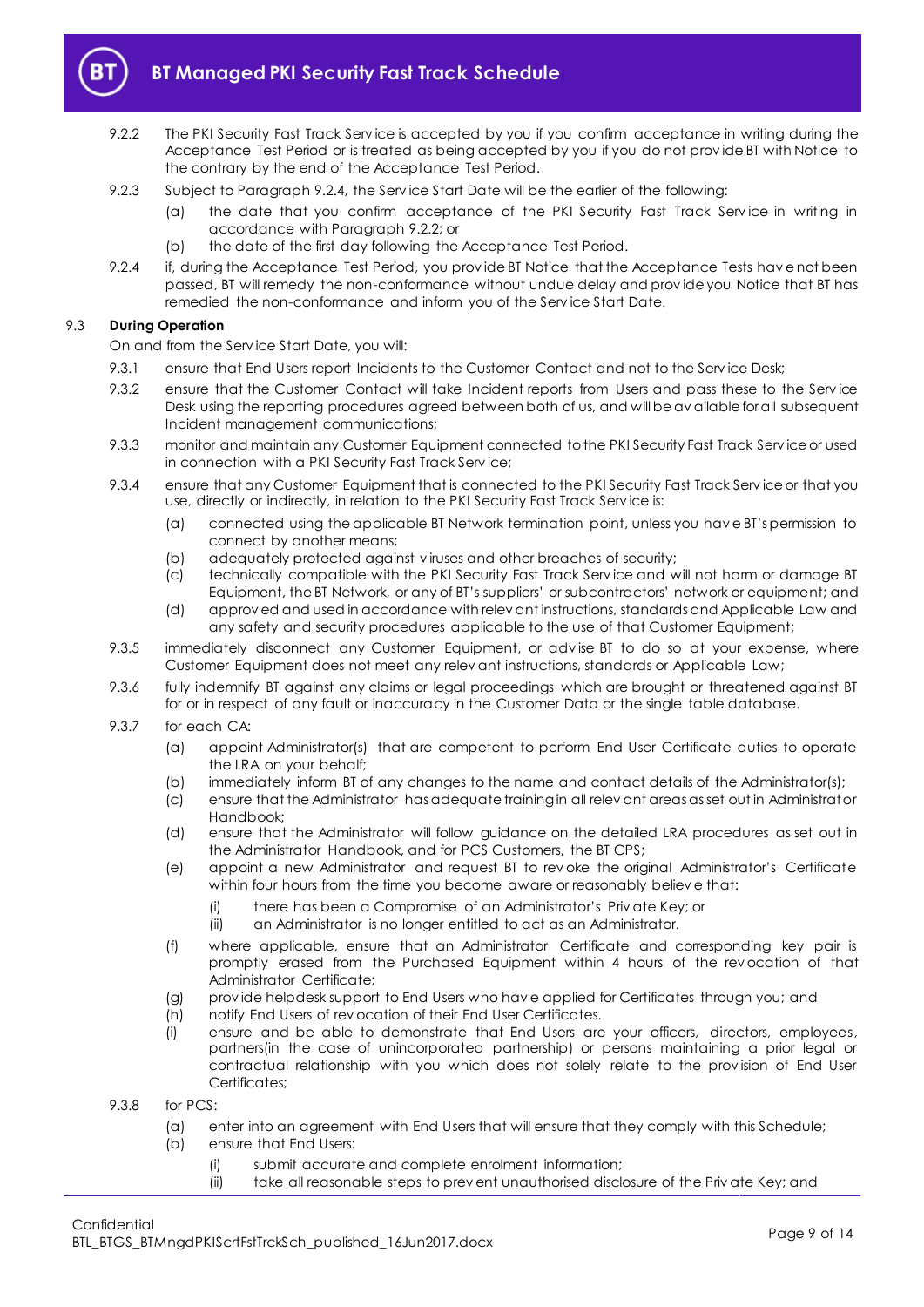9.2.2 The PKI Security Fast Track Service is accepted by you if you confirm acceptance in writing during the Acceptance Test Period or is treated as being accepted by you if you do not provide BT with Notice to the contrary by the end of the Acceptance Test Period.

9.2.3 Subject to Paragraph 9.2.4, the Service Start Date will be the earlier of the following:

(a) the date that you confirm acceptance of the PKI Security Fast Track Service in writing in accordance with Paragraph 9.2.2; or

(b) the date of the first day following the Acceptance Test Period.

9.2.4 if, during the Acceptance Test Period, you provide BT Notice that the Acceptance Tests have not been passed, BT will remedy the non-conformance without undue delay and provide you Notice that BT has remedied the non-conformance and inform you of the Service Start Date.

9.3 **During Operation**

On and from the Service Start Date, you will:

9.3.1 ensure that End Users report Incidents to the Customer Contact and not to the Service Desk;

9.3.2 ensure that the Customer Contact will take Incident reports from Users and pass these to the Service Desk using the reporting procedures agreed between both of us, and will be available for all subsequent Incident management communications;

9.3.3 monitor and maintain any Customer Equipment connected to the PKI Security Fast Track Service or used in connection with a PKI Security Fast Track Service;

9.3.4 ensure that any Customer Equipment that is connected to the PKI Security Fast Track Service or that you use, directly or indirectly, in relation to the PKI Security Fast Track Service is:

(a) connected using the applicable BT Network termination point, unless you have BT's permission to connect by another means;

(b) adequately protected against viruses and other breaches of security;

(c) technically compatible with the PKI Security Fast Track Service and will not harm or damage BT Equipment, the BT Network, or any of BT's suppliers' or subcontractors' network or equipment; and

(d) approved and used in accordance with relevant instructions, standards and Applicable Law and any safety and security procedures applicable to the use of that Customer Equipment;

9.3.5 immediately disconnect any Customer Equipment, or advise BT to do so at your expense, where Customer Equipment does not meet any relevant instructions, standards or Applicable Law;

9.3.6 fully indemnify BT against any claims or legal proceedings which are brought or threatened against BT for or in respect of any fault or inaccuracy in the Customer Data or the single table database.

9.3.7 for each CA:

(a) appoint Administrator(s) that are competent to perform End User Certificate duties to operate the LRA on your behalf;

(b) immediately inform BT of any changes to the name and contact details of the Administrator(s);

(c) ensure that the Administrator has adequate training in all relevant areas as set out in Administrator Handbook;

(d) ensure that the Administrator will follow guidance on the detailed LRA procedures as set out in the Administrator Handbook, and for PCS Customers, the BT CPS;

(e) appoint a new Administrator and request BT to revoke the original Administrator's Certificate within four hours from the time you become aware or reasonably believe that:

(i) there has been a Compromise of an Administrator's Private Key; or

(ii) an Administrator is no longer entitled to act as an Administrator.

(f) where applicable, ensure that an Administrator Certificate and corresponding key pair is promptly erased from the Purchased Equipment within 4 hours of the revocation of that Administrator Certificate;

(g) provide helpdesk support to End Users who have applied for Certificates through you; and

(h) notify End Users of revocation of their End User Certificates.

(i) ensure and be able to demonstrate that End Users are your officers, directors, employees, partners(in the case of unincorporated partnership) or persons maintaining a prior legal or contractual relationship with you which does not solely relate to the provision of End User Certificates;

9.3.8 for PCS:

(a) enter into an agreement with End Users that will ensure that they comply with this Schedule;

(b) ensure that End Users:

(i) submit accurate and complete enrolment information;

(ii) take all reasonable steps to prevent unauthorised disclosure of the Private Key; and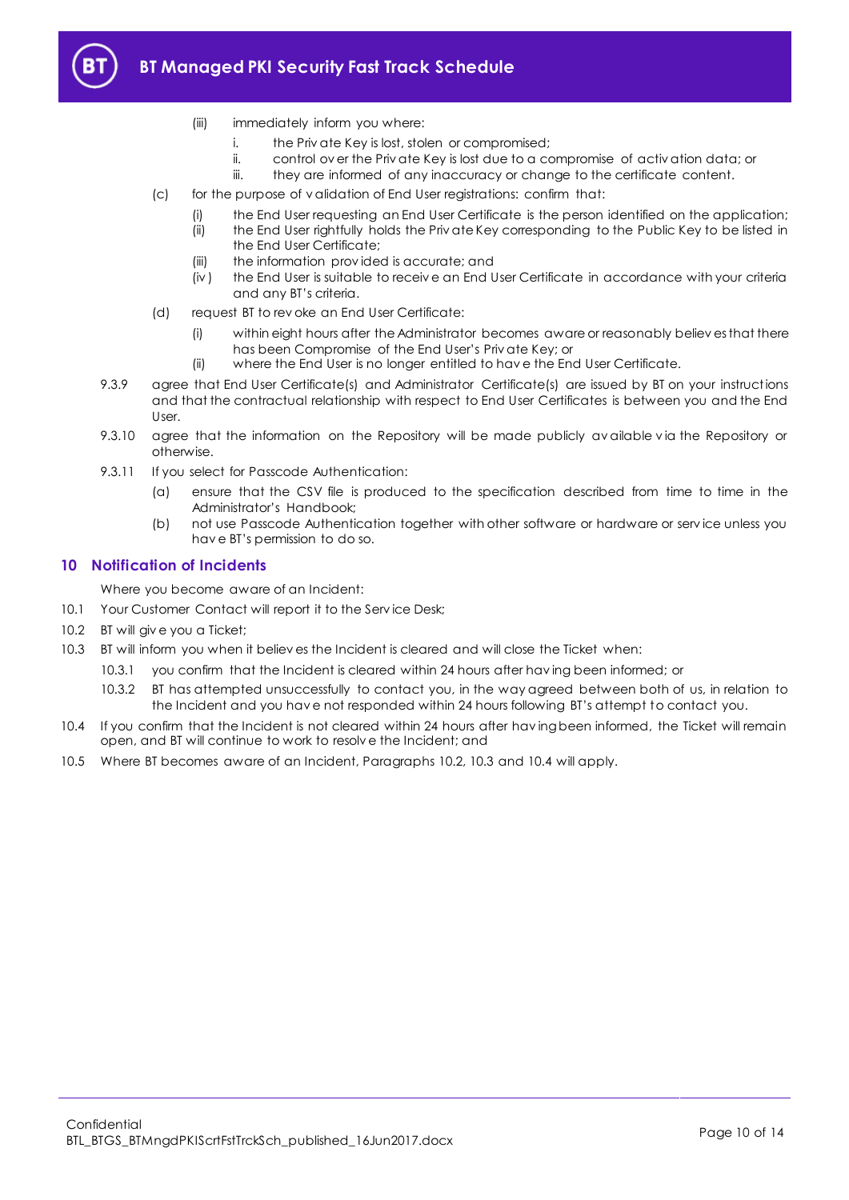(iii) immediately inform you where:

   i. the Private Key is lost, stolen or compromised;
   ii. control over the Private Key is lost due to a compromise of activation data; or
   iii. they are informed of any inaccuracy or change to the certificate content.

(c) for the purpose of validation of End User registrations: confirm that:

   (i) the End User requesting an End User Certificate is the person identified on the application;
   (ii) the End User rightfully holds the Private Key corresponding to the Public Key to be listed in the End User Certificate;
   (iii) the information provided is accurate; and
   (iv) the End User is suitable to receive an End User Certificate in accordance with your criteria and any BT's criteria.

(d) request BT to revoke an End User Certificate:

   (i) within eight hours after the Administrator becomes aware or reasonably believes that there has been Compromise of the End User's Private Key; or
   (ii) where the End User is no longer entitled to have the End User Certificate.

9.3.9 agree that End User Certificate(s) and Administrator Certificate(s) are issued by BT on your instructions and that the contractual relationship with respect to End User Certificates is between you and the End User.

9.3.10 agree that the information on the Repository will be made publicly available via the Repository or otherwise.

9.3.11 If you select for Passcode Authentication:

(a) ensure that the CSV file is produced to the specification described from time to time in the Administrator's Handbook;

(b) not use Passcode Authentication together with other software or hardware or service unless you have BT's permission to do so.

## 10 Notification of Incidents

Where you become aware of an Incident:

10.1 Your Customer Contact will report it to the Service Desk;

10.2 BT will give you a Ticket;

10.3 BT will inform you when it believes the Incident is cleared and will close the Ticket when:

10.3.1 you confirm that the Incident is cleared within 24 hours after having been informed; or

10.3.2 BT has attempted unsuccessfully to contact you, in the way agreed between both of us, in relation to the Incident and you have not responded within 24 hours following BT's attempt to contact you.

10.4 If you confirm that the Incident is not cleared within 24 hours after having been informed, the Ticket will remain open, and BT will continue to work to resolve the Incident; and

10.5 Where BT becomes aware of an Incident, Paragraphs 10.2, 10.3 and 10.4 will apply.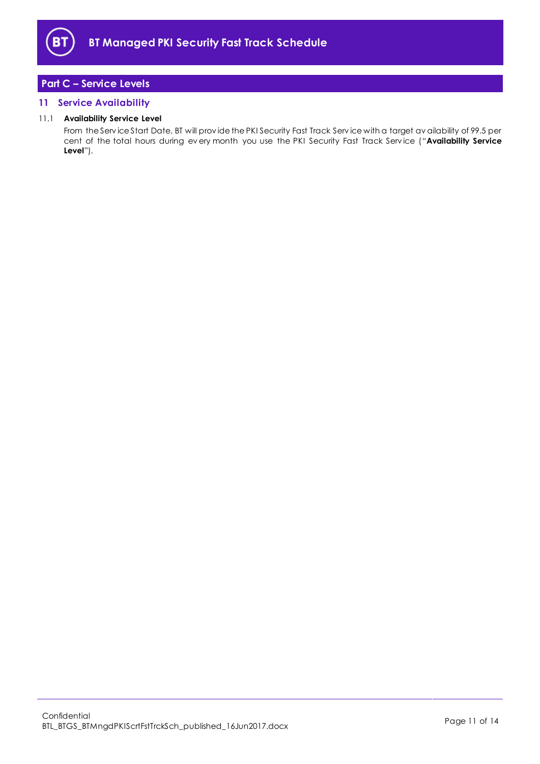## Part C – Service Levels

### 11 Service Availability

11.1 **Availability Service Level**

From the Service Start Date, BT will provide the PKI Security Fast Track Service with a target availability of 99.5 per cent of the total hours during every month you use the PKI Security Fast Track Service ("**Availability Service Level**").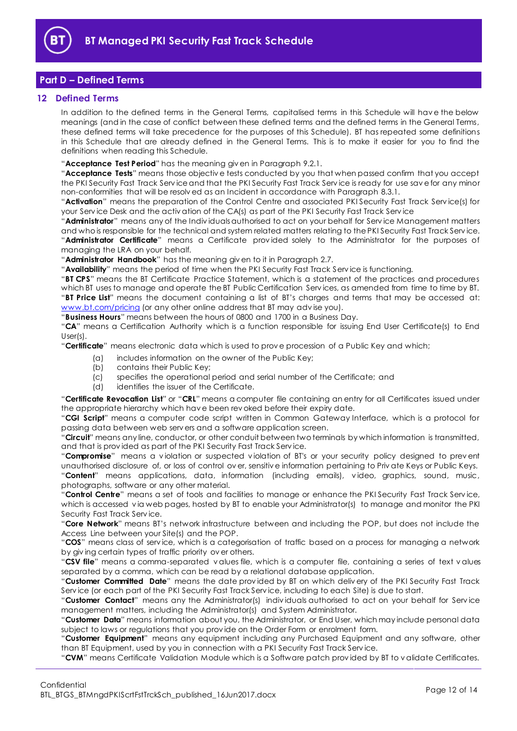## Part D – Defined Terms

### 12 Defined Terms

In addition to the defined terms in the General Terms, capitalised terms in this Schedule will have the below meanings (and in the case of conflict between these defined terms and the defined terms in the General Terms, these defined terms will take precedence for the purposes of this Schedule). BT has repeated some definitions in this Schedule that are already defined in the General Terms. This is to make it easier for you to find the definitions when reading this Schedule.

"**Acceptance Test Period**" has the meaning given in Paragraph 9.2.1.

"**Acceptance Tests**" means those objective tests conducted by you that when passed confirm that you accept the PKI Security Fast Track Service and that the PKI Security Fast Track Service is ready for use save for any minor non-conformities that will be resolved as an Incident in accordance with Paragraph 8.3.1.

"**Activation**" means the preparation of the Control Centre and associated PKI Security Fast Track Service(s) for your Service Desk and the activation of the CA(s) as part of the PKI Security Fast Track Service

"**Administrator**" means any of the Individuals authorised to act on your behalf for Service Management matters and who is responsible for the technical and system related matters relating to the PKI Security Fast Track Service.

"**Administrator Certificate**" means a Certificate provided solely to the Administrator for the purposes of managing the LRA on your behalf.

"**Administrator Handbook**" has the meaning given to it in Paragraph 2.7.

"**Availability**" means the period of time when the PKI Security Fast Track Service is functioning.

"**BT CPS**" means the BT Certificate Practice Statement, which is a statement of the practices and procedures which BT uses to manage and operate the BT Public Certification Services, as amended from time to time by BT.

"**BT Price List**" means the document containing a list of BT's charges and terms that may be accessed at: www.bt.com/pricing (or any other online address that BT may advise you).

"**Business Hours**" means between the hours of 0800 and 1700 in a Business Day.

"**CA**" means a Certification Authority which is a function responsible for issuing End User Certificate(s) to End User(s).

"**Certificate**" means electronic data which is used to prove procession of a Public Key and which;

(a) includes information on the owner of the Public Key;
(b) contains their Public Key;
(c) specifies the operational period and serial number of the Certificate; and
(d) identifies the issuer of the Certificate.

"**Certificate Revocation List**" or "**CRL**" means a computer file containing an entry for all Certificates issued under the appropriate hierarchy which have been revoked before their expiry date.

"**CGI Script**" means a computer code script written in Common Gateway Interface, which is a protocol for passing data between web servers and a software application screen.

"**Circuit**" means any line, conductor, or other conduit between two terminals by which information is transmitted, and that is provided as part of the PKI Security Fast Track Service.

"**Compromise**" means a violation or suspected violation of BT's or your security policy designed to prevent unauthorised disclosure of, or loss of control over, sensitive information pertaining to Private Keys or Public Keys.

"**Content**" means applications, data, information (including emails), video, graphics, sound, music, photographs, software or any other material.

"**Control Centre**" means a set of tools and facilities to manage or enhance the PKI Security Fast Track Service, which is accessed via web pages, hosted by BT to enable your Administrator(s) to manage and monitor the PKI Security Fast Track Service.

"**Core Network**" means BT's network infrastructure between and including the POP, but does not include the Access Line between your Site(s) and the POP.

"**COS**" means class of service, which is a categorisation of traffic based on a process for managing a network by giving certain types of traffic priority over others.

"**CSV file**" means a comma-separated values file, which is a computer file, containing a series of text values separated by a comma, which can be read by a relational database application.

"**Customer Committed Date**" means the date provided by BT on which delivery of the PKI Security Fast Track Service (or each part of the PKI Security Fast Track Service, including to each Site) is due to start.

"**Customer Contact**" means any the Administrator(s) individuals authorised to act on your behalf for Service management matters, including the Administrator(s) and System Administrator.

"**Customer Data**" means information about you, the Administrator, or End User, which may include personal data subject to laws or regulations that you provide on the Order Form or enrolment form.

"**Customer Equipment**" means any equipment including any Purchased Equipment and any software, other than BT Equipment, used by you in connection with a PKI Security Fast Track Service.

"**CVM**" means Certificate Validation Module which is a Software patch provided by BT to validate Certificates.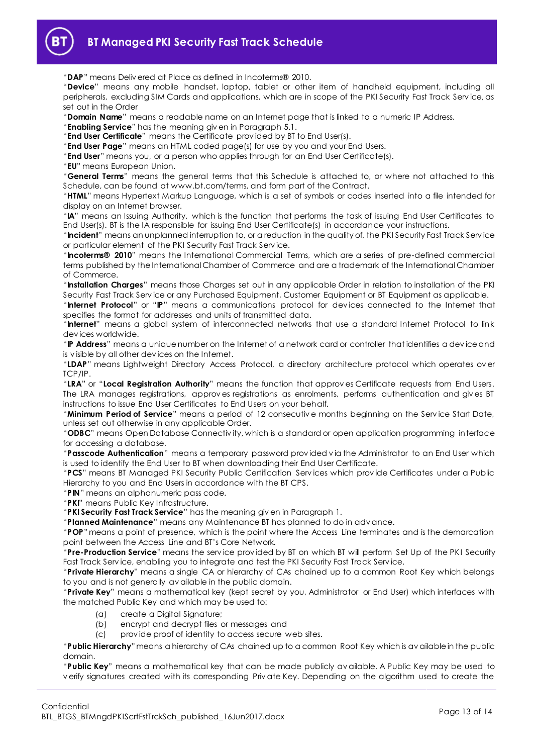"**DAP**" means Delivered at Place as defined in Incoterms® 2010.

"**Device**" means any mobile handset, laptop, tablet or other item of handheld equipment, including all peripherals, excluding SIM Cards and applications, which are in scope of the PKI Security Fast Track Service, as set out in the Order

"**Domain Name**" means a readable name on an Internet page that is linked to a numeric IP Address.

"**Enabling Service**" has the meaning given in Paragraph 5.1.

"**End User Certificate**" means the Certificate provided by BT to End User(s).

"**End User Page**" means an HTML coded page(s) for use by you and your End Users.

"**End User**" means you, or a person who applies through for an End User Certificate(s).

"**EU**" means European Union.

"**General Terms**" means the general terms that this Schedule is attached to, or where not attached to this Schedule, can be found at www.bt.com/terms, and form part of the Contract.

"**HTML**" means Hypertext Markup Language, which is a set of symbols or codes inserted into a file intended for display on an Internet browser.

"**IA**" means an Issuing Authority, which is the function that performs the task of issuing End User Certificates to End User(s). BT is the IA responsible for issuing End User Certificate(s) in accordance your instructions.

"**Incident**" means an unplanned interruption to, or a reduction in the quality of, the PKI Security Fast Track Service or particular element of the PKI Security Fast Track Service.

"**Incoterms® 2010**" means the International Commercial Terms, which are a series of pre-defined commercial terms published by the International Chamber of Commerce and are a trademark of the International Chamber of Commerce.

"**Installation Charges**" means those Charges set out in any applicable Order in relation to installation of the PKI Security Fast Track Service or any Purchased Equipment, Customer Equipment or BT Equipment as applicable.

"**Internet Protocol**" or "**IP**" means a communications protocol for devices connected to the Internet that specifies the format for addresses and units of transmitted data.

"**Internet**" means a global system of interconnected networks that use a standard Internet Protocol to link devices worldwide.

"**IP Address**" means a unique number on the Internet of a network card or controller that identifies a device and is visible by all other devices on the Internet.

"**LDAP**" means Lightweight Directory Access Protocol, a directory architecture protocol which operates over TCP/IP.

"**LRA**" or "**Local Registration Authority**" means the function that approves Certificate requests from End Users. The LRA manages registrations, approves registrations as enrolments, performs authentication and gives BT instructions to issue End User Certificates to End Users on your behalf.

"**Minimum Period of Service**" means a period of 12 consecutive months beginning on the Service Start Date, unless set out otherwise in any applicable Order.

"**ODBC**" means Open Database Connectivity, which is a standard or open application programming interface for accessing a database.

"**Passcode Authentication**" means a temporary password provided via the Administrator to an End User which is used to identify the End User to BT when downloading their End User Certificate.

"**PCS**" means BT Managed PKI Security Public Certification Services which provide Certificates under a Public Hierarchy to you and End Users in accordance with the BT CPS.

"**PIN**" means an alphanumeric pass code.

"**PKI**" means Public Key Infrastructure.

"**PKI Security Fast Track Service**" has the meaning given in Paragraph 1.

"**Planned Maintenance**" means any Maintenance BT has planned to do in advance.

"**POP**" means a point of presence, which is the point where the Access Line terminates and is the demarcation point between the Access Line and BT's Core Network.

"**Pre-Production Service**" means the service provided by BT on which BT will perform Set Up of the PKI Security Fast Track Service, enabling you to integrate and test the PKI Security Fast Track Service.

"**Private Hierarchy**" means a single CA or hierarchy of CAs chained up to a common Root Key which belongs to you and is not generally available in the public domain.

"**Private Key**" means a mathematical key (kept secret by you, Administrator or End User) which interfaces with the matched Public Key and which may be used to:

(a) create a Digital Signature;

(b) encrypt and decrypt files or messages and

(c) provide proof of identity to access secure web sites.

"**Public Hierarchy**" means a hierarchy of CAs chained up to a common Root Key which is available in the public domain.

"**Public Key**" means a mathematical key that can be made publicly available. A Public Key may be used to verify signatures created with its corresponding Private Key. Depending on the algorithm used to create the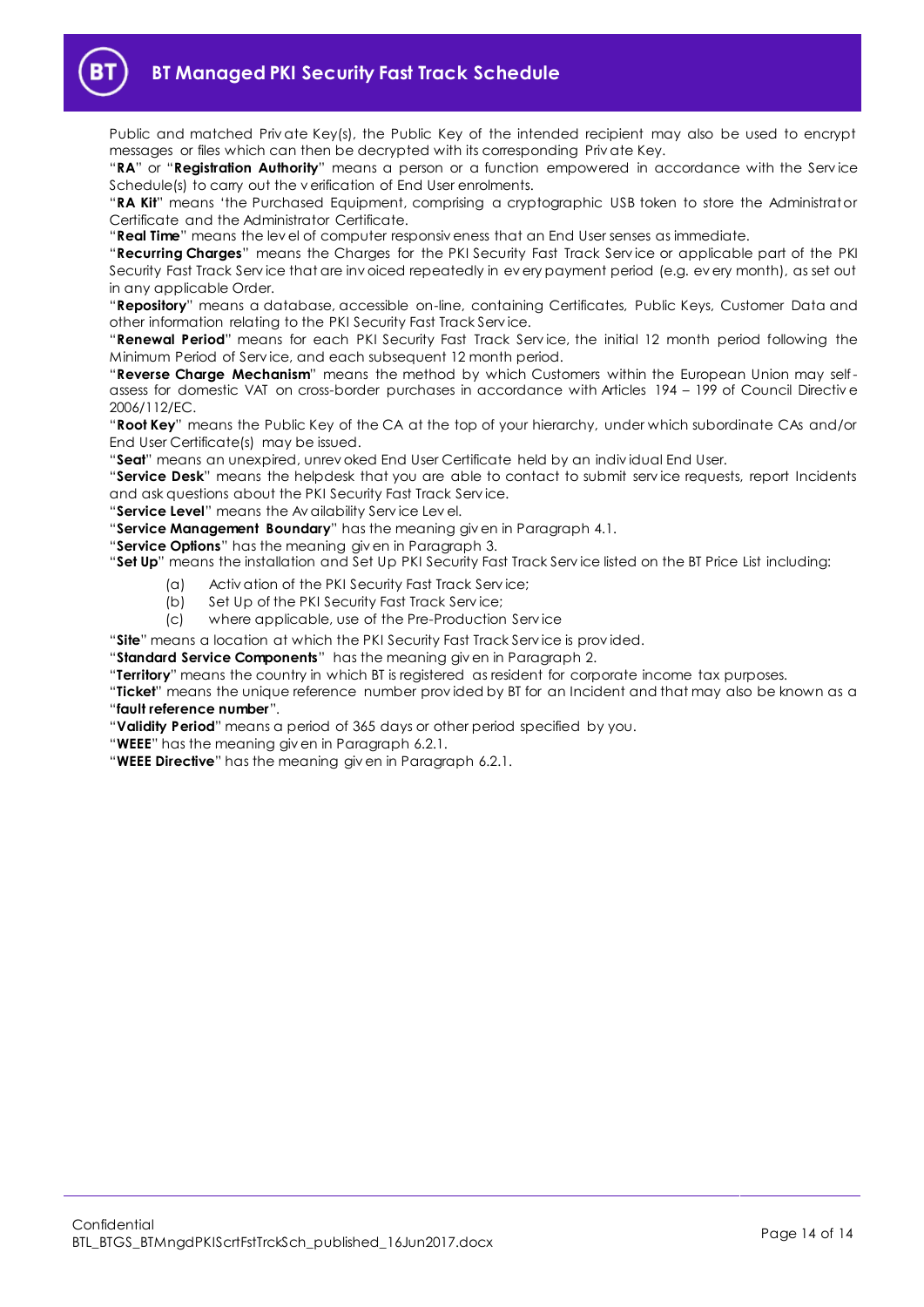Public and matched Private Key(s), the Public Key of the intended recipient may also be used to encrypt messages or files which can then be decrypted with its corresponding Private Key.

"**RA**" or "**Registration Authority**" means a person or a function empowered in accordance with the Service Schedule(s) to carry out the verification of End User enrolments.

"**RA Kit**" means 'the Purchased Equipment, comprising a cryptographic USB token to store the Administrator Certificate and the Administrator Certificate.

"**Real Time**" means the level of computer responsiveness that an End User senses as immediate.

"**Recurring Charges**" means the Charges for the PKI Security Fast Track Service or applicable part of the PKI Security Fast Track Service that are invoiced repeatedly in every payment period (e.g. every month), as set out in any applicable Order.

"**Repository**" means a database, accessible on-line, containing Certificates, Public Keys, Customer Data and other information relating to the PKI Security Fast Track Service.

"**Renewal Period**" means for each PKI Security Fast Track Service, the initial 12 month period following the Minimum Period of Service, and each subsequent 12 month period.

"**Reverse Charge Mechanism**" means the method by which Customers within the European Union may self-assess for domestic VAT on cross-border purchases in accordance with Articles 194 – 199 of Council Directive 2006/112/EC.

"**Root Key**" means the Public Key of the CA at the top of your hierarchy, under which subordinate CAs and/or End User Certificate(s) may be issued.

"**Seat**" means an unexpired, unrevoked End User Certificate held by an individual End User.

"**Service Desk**" means the helpdesk that you are able to contact to submit service requests, report Incidents and ask questions about the PKI Security Fast Track Service.

"**Service Level**" means the Availability Service Level.

"**Service Management Boundary**" has the meaning given in Paragraph 4.1.

"**Service Options**" has the meaning given in Paragraph 3.

"**Set Up**" means the installation and Set Up PKI Security Fast Track Service listed on the BT Price List including:

(a) Activation of the PKI Security Fast Track Service;

(b) Set Up of the PKI Security Fast Track Service;

(c) where applicable, use of the Pre-Production Service

"**Site**" means a location at which the PKI Security Fast Track Service is provided.

"**Standard Service Components**" has the meaning given in Paragraph 2.

"**Territory**" means the country in which BT is registered as resident for corporate income tax purposes.

"**Ticket**" means the unique reference number provided by BT for an Incident and that may also be known as a "**fault reference number**".

"**Validity Period**" means a period of 365 days or other period specified by you.

"**WEEE**" has the meaning given in Paragraph 6.2.1.

"**WEEE Directive**" has the meaning given in Paragraph 6.2.1.